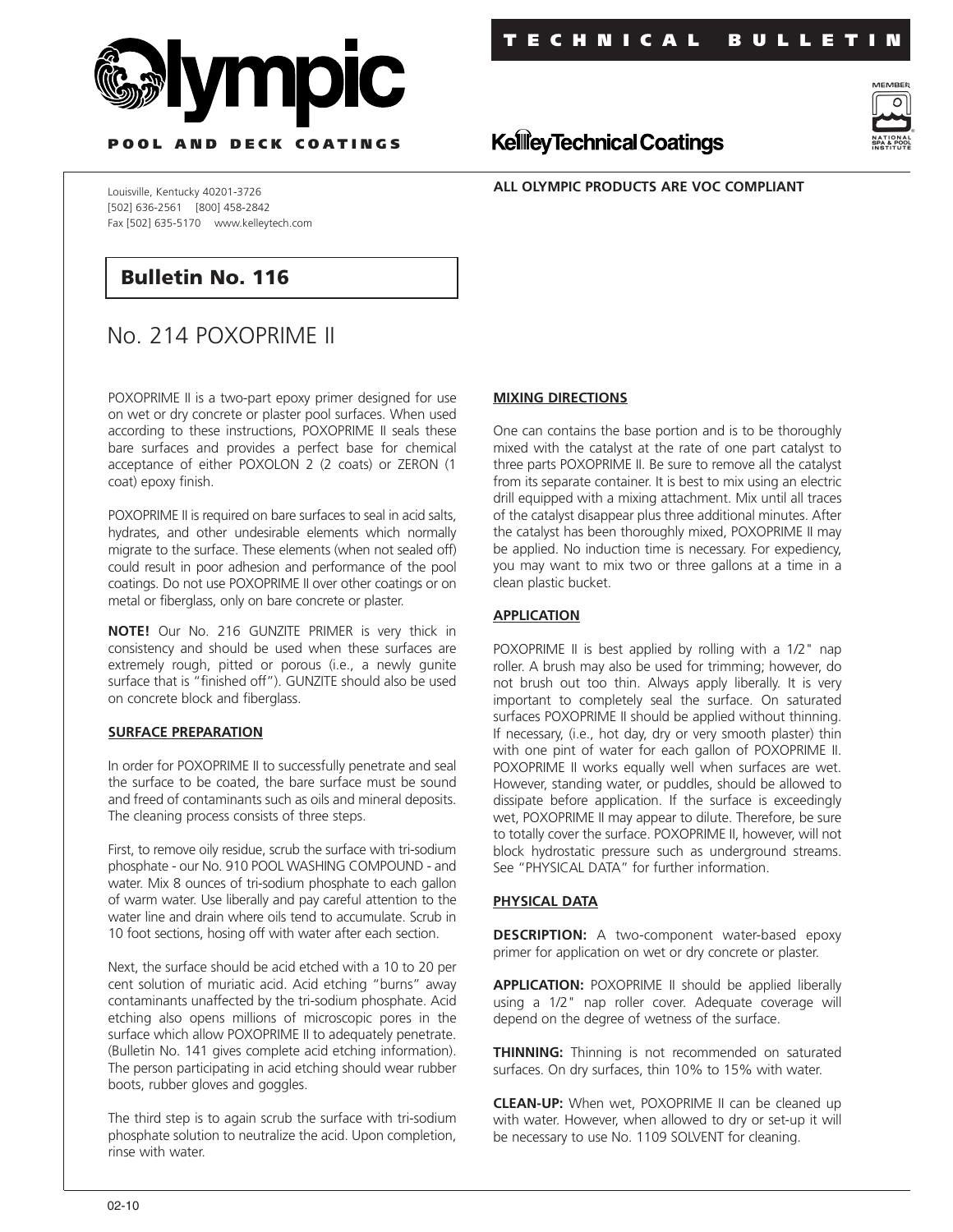# Olympic

**POOL AND DECK COATINGS**

**TECHNICAL BULLETIN**

KelleyTechnicalCoatings

MEMBER NATIONAL SPA & POOL INSTITUTE

Louisville, Kentucky 40201-3726
[502] 636-2561 [800] 458-2842
Fax [502] 635-5170 www.kelleytech.com

**ALL OLYMPIC PRODUCTS ARE VOC COMPLIANT**

## Bulletin No. 116

# No. 214 POXOPRIME II

POXOPRIME II is a two-part epoxy primer designed for use on wet or dry concrete or plaster pool surfaces. When used according to these instructions, POXOPRIME II seals these bare surfaces and provides a perfect base for chemical acceptance of either POXOLON 2 (2 coats) or ZERON (1 coat) epoxy finish.

POXOPRIME II is required on bare surfaces to seal in acid salts, hydrates, and other undesirable elements which normally migrate to the surface. These elements (when not sealed off) could result in poor adhesion and performance of the pool coatings. Do not use POXOPRIME II over other coatings or on metal or fiberglass, only on bare concrete or plaster.

**NOTE!** Our No. 216 GUNZITE PRIMER is very thick in consistency and should be used when these surfaces are extremely rough, pitted or porous (i.e., a newly gunite surface that is "finished off"). GUNZITE should also be used on concrete block and fiberglass.

### SURFACE PREPARATION

In order for POXOPRIME II to successfully penetrate and seal the surface to be coated, the bare surface must be sound and freed of contaminants such as oils and mineral deposits. The cleaning process consists of three steps.

First, to remove oily residue, scrub the surface with tri-sodium phosphate - our No. 910 POOL WASHING COMPOUND - and water. Mix 8 ounces of tri-sodium phosphate to each gallon of warm water. Use liberally and pay careful attention to the water line and drain where oils tend to accumulate. Scrub in 10 foot sections, hosing off with water after each section.

Next, the surface should be acid etched with a 10 to 20 per cent solution of muriatic acid. Acid etching "burns" away contaminants unaffected by the tri-sodium phosphate. Acid etching also opens millions of microscopic pores in the surface which allow POXOPRIME II to adequately penetrate. (Bulletin No. 141 gives complete acid etching information). The person participating in acid etching should wear rubber boots, rubber gloves and goggles.

The third step is to again scrub the surface with tri-sodium phosphate solution to neutralize the acid. Upon completion, rinse with water.

### MIXING DIRECTIONS

One can contains the base portion and is to be thoroughly mixed with the catalyst at the rate of one part catalyst to three parts POXOPRIME II. Be sure to remove all the catalyst from its separate container. It is best to mix using an electric drill equipped with a mixing attachment. Mix until all traces of the catalyst disappear plus three additional minutes. After the catalyst has been thoroughly mixed, POXOPRIME II may be applied. No induction time is necessary. For expediency, you may want to mix two or three gallons at a time in a clean plastic bucket.

### APPLICATION

POXOPRIME II is best applied by rolling with a 1/2" nap roller. A brush may also be used for trimming; however, do not brush out too thin. Always apply liberally. It is very important to completely seal the surface. On saturated surfaces POXOPRIME II should be applied without thinning. If necessary, (i.e., hot day, dry or very smooth plaster) thin with one pint of water for each gallon of POXOPRIME II. POXOPRIME II works equally well when surfaces are wet. However, standing water, or puddles, should be allowed to dissipate before application. If the surface is exceedingly wet, POXOPRIME II may appear to dilute. Therefore, be sure to totally cover the surface. POXOPRIME II, however, will not block hydrostatic pressure such as underground streams. See "PHYSICAL DATA" for further information.

### PHYSICAL DATA

**DESCRIPTION:** A two-component water-based epoxy primer for application on wet or dry concrete or plaster.

**APPLICATION:** POXOPRIME II should be applied liberally using a 1/2" nap roller cover. Adequate coverage will depend on the degree of wetness of the surface.

**THINNING:** Thinning is not recommended on saturated surfaces. On dry surfaces, thin 10% to 15% with water.

**CLEAN-UP:** When wet, POXOPRIME II can be cleaned up with water. However, when allowed to dry or set-up it will be necessary to use No. 1109 SOLVENT for cleaning.

02-10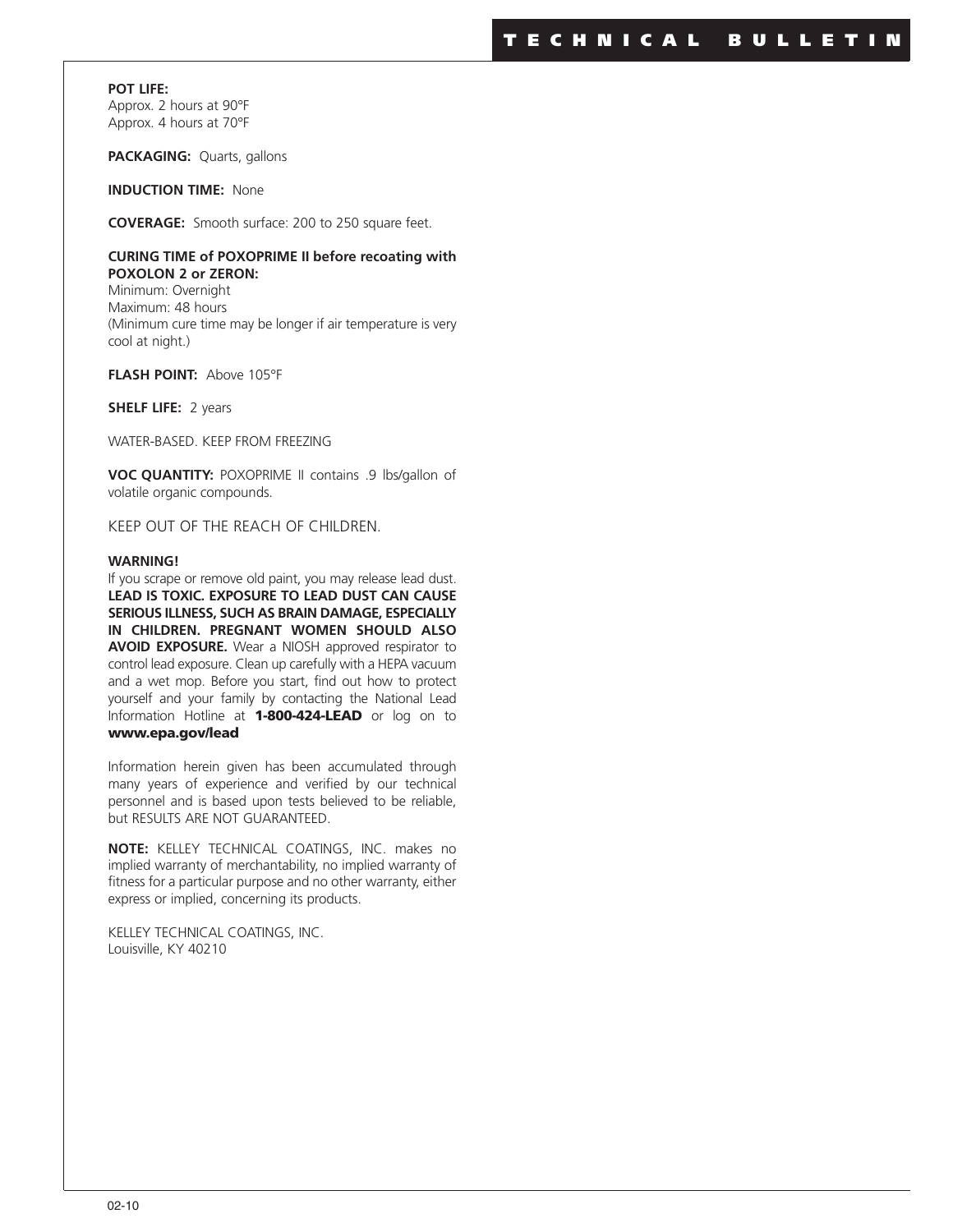**POT LIFE:**
Approx. 2 hours at 90°F
Approx. 4 hours at 70°F

**PACKAGING:** Quarts, gallons

**INDUCTION TIME:** None

**COVERAGE:** Smooth surface: 200 to 250 square feet.

**CURING TIME of POXOPRIME II before recoating with POXOLON 2 or ZERON:**
Minimum: Overnight
Maximum: 48 hours
(Minimum cure time may be longer if air temperature is very cool at night.)

**FLASH POINT:** Above 105°F

**SHELF LIFE:** 2 years

WATER-BASED. KEEP FROM FREEZING

**VOC QUANTITY:** POXOPRIME II contains .9 lbs/gallon of volatile organic compounds.

KEEP OUT OF THE REACH OF CHILDREN.

**WARNING!**
If you scrape or remove old paint, you may release lead dust. **LEAD IS TOXIC. EXPOSURE TO LEAD DUST CAN CAUSE SERIOUS ILLNESS, SUCH AS BRAIN DAMAGE, ESPECIALLY IN CHILDREN. PREGNANT WOMEN SHOULD ALSO AVOID EXPOSURE.** Wear a NIOSH approved respirator to control lead exposure. Clean up carefully with a HEPA vacuum and a wet mop. Before you start, find out how to protect yourself and your family by contacting the National Lead Information Hotline at **1-800-424-LEAD** or log on to **www.epa.gov/lead**

Information herein given has been accumulated through many years of experience and verified by our technical personnel and is based upon tests believed to be reliable, but RESULTS ARE NOT GUARANTEED.

**NOTE:** KELLEY TECHNICAL COATINGS, INC. makes no implied warranty of merchantability, no implied warranty of fitness for a particular purpose and no other warranty, either express or implied, concerning its products.

KELLEY TECHNICAL COATINGS, INC.
Louisville, KY 40210

02-10